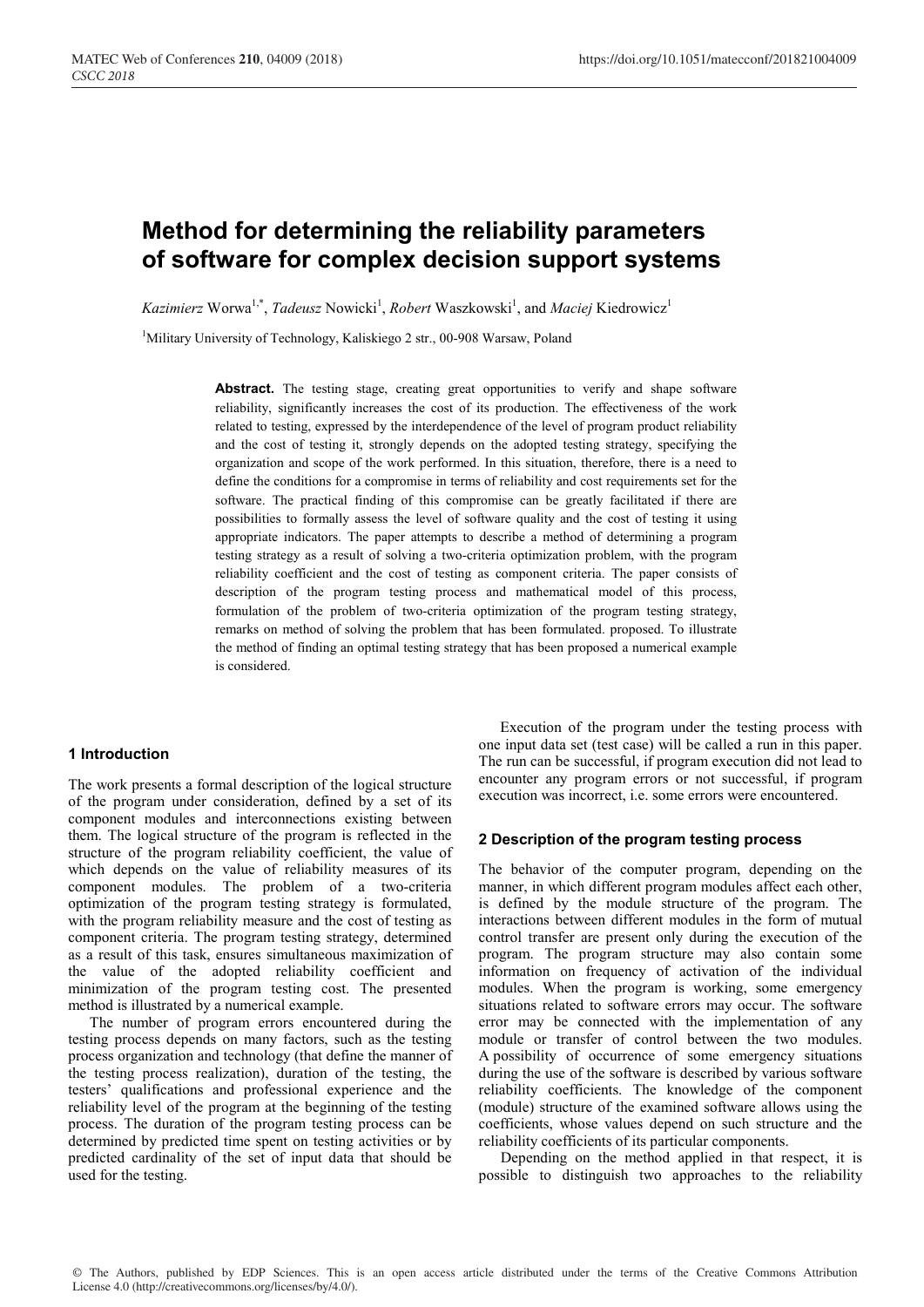# Method for determining the reliability parameters of software for complex decision support systems

*Kazimierz* Worwa[1,*], *Tadeusz* Nowicki[1], *Robert* Waszkowski[1], and *Maciej* Kiedrowicz[1]

[1]Military University of Technology, Kaliskiego 2 str., 00-908 Warsaw, Poland

**Abstract.** The testing stage, creating great opportunities to verify and shape software reliability, significantly increases the cost of its production. The effectiveness of the work related to testing, expressed by the interdependence of the level of program product reliability and the cost of testing it, strongly depends on the adopted testing strategy, specifying the organization and scope of the work performed. In this situation, therefore, there is a need to define the conditions for a compromise in terms of reliability and cost requirements set for the software. The practical finding of this compromise can be greatly facilitated if there are possibilities to formally assess the level of software quality and the cost of testing it using appropriate indicators. The paper attempts to describe a method of determining a program testing strategy as a result of solving a two-criteria optimization problem, with the program reliability coefficient and the cost of testing as component criteria. The paper consists of description of the program testing process and mathematical model of this process, formulation of the problem of two-criteria optimization of the program testing strategy, remarks on method of solving the problem that has been formulated. proposed. To illustrate the method of finding an optimal testing strategy that has been proposed a numerical example is considered.

## 1 Introduction

The work presents a formal description of the logical structure of the program under consideration, defined by a set of its component modules and interconnections existing between them. The logical structure of the program is reflected in the structure of the program reliability coefficient, the value of which depends on the value of reliability measures of its component modules. The problem of a two-criteria optimization of the program testing strategy is formulated, with the program reliability measure and the cost of testing as component criteria. The program testing strategy, determined as a result of this task, ensures simultaneous maximization of the value of the adopted reliability coefficient and minimization of the program testing cost. The presented method is illustrated by a numerical example.

The number of program errors encountered during the testing process depends on many factors, such as the testing process organization and technology (that define the manner of the testing process realization), duration of the testing, the testers' qualifications and professional experience and the reliability level of the program at the beginning of the testing process. The duration of the program testing process can be determined by predicted time spent on testing activities or by predicted cardinality of the set of input data that should be used for the testing.

Execution of the program under the testing process with one input data set (test case) will be called a run in this paper. The run can be successful, if program execution did not lead to encounter any program errors or not successful, if program execution was incorrect, i.e. some errors were encountered.

## 2 Description of the program testing process

The behavior of the computer program, depending on the manner, in which different program modules affect each other, is defined by the module structure of the program. The interactions between different modules in the form of mutual control transfer are present only during the execution of the program. The program structure may also contain some information on frequency of activation of the individual modules. When the program is working, some emergency situations related to software errors may occur. The software error may be connected with the implementation of any module or transfer of control between the two modules. A possibility of occurrence of some emergency situations during the use of the software is described by various software reliability coefficients. The knowledge of the component (module) structure of the examined software allows using the coefficients, whose values depend on such structure and the reliability coefficients of its particular components.

Depending on the method applied in that respect, it is possible to distinguish two approaches to the reliability

© The Authors, published by EDP Sciences. This is an open access article distributed under the terms of the Creative Commons Attribution License 4.0 (http://creativecommons.org/licenses/by/4.0/).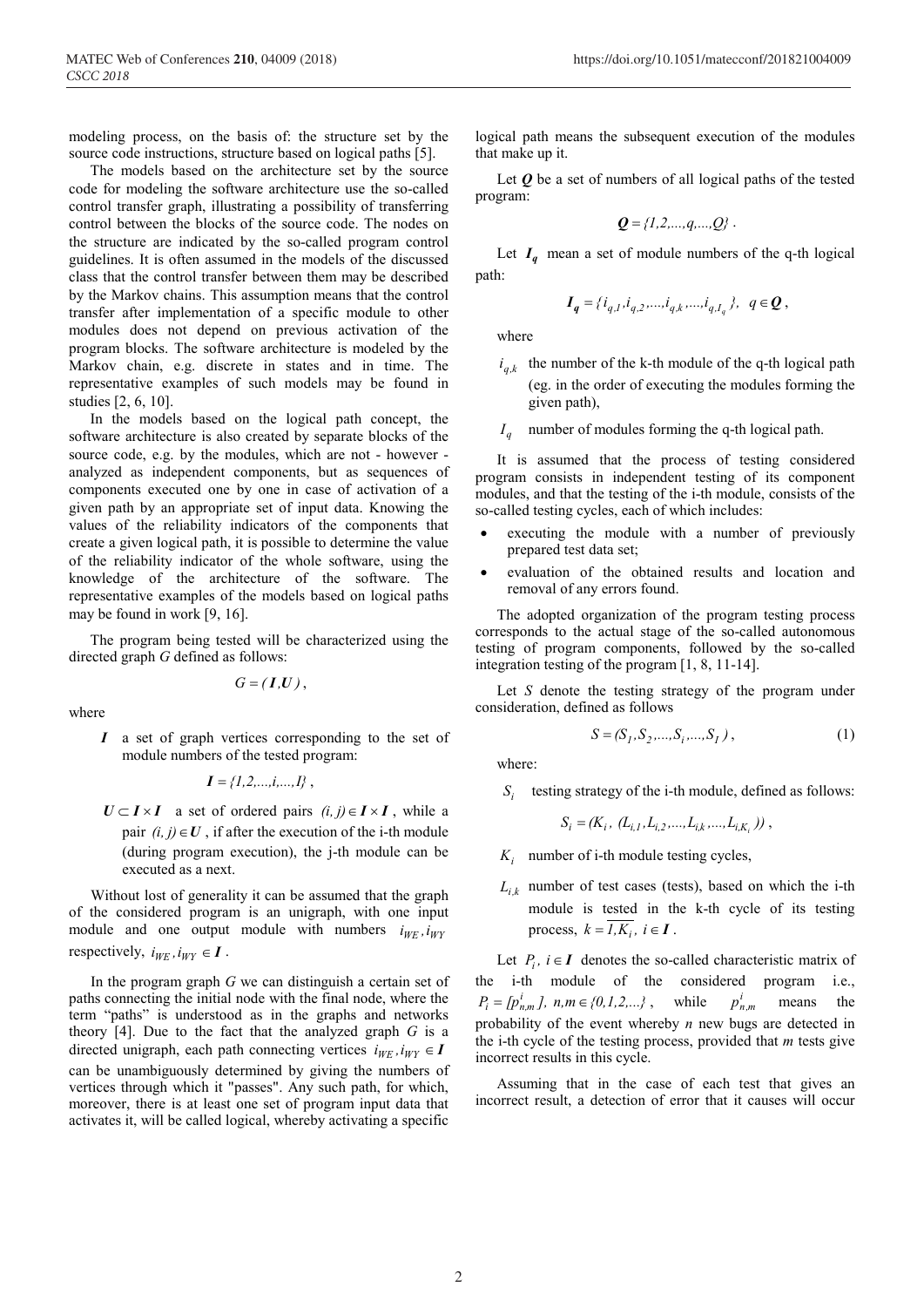modeling process, on the basis of: the structure set by the source code instructions, structure based on logical paths [5].

The models based on the architecture set by the source code for modeling the software architecture use the so-called control transfer graph, illustrating a possibility of transferring control between the blocks of the source code. The nodes on the structure are indicated by the so-called program control guidelines. It is often assumed in the models of the discussed class that the control transfer between them may be described by the Markov chains. This assumption means that the control transfer after implementation of a specific module to other modules does not depend on previous activation of the program blocks. The software architecture is modeled by the Markov chain, e.g. discrete in states and in time. The representative examples of such models may be found in studies [2, 6, 10].

In the models based on the logical path concept, the software architecture is also created by separate blocks of the source code, e.g. by the modules, which are not - however - analyzed as independent components, but as sequences of components executed one by one in case of activation of a given path by an appropriate set of input data. Knowing the values of the reliability indicators of the components that create a given logical path, it is possible to determine the value of the reliability indicator of the whole software, using the knowledge of the architecture of the software. The representative examples of the models based on logical paths may be found in work [9, 16].

The program being tested will be characterized using the directed graph $G$ defined as follows:

$$G = (\boldsymbol{I}, \boldsymbol{U}),$$

where

- $\boldsymbol{I}$ a set of graph vertices corresponding to the set of module numbers of the tested program:

$$\boldsymbol{I} = \{1, 2, ..., i, ..., I\},$$

- $\boldsymbol{U} \subset \boldsymbol{I} \times \boldsymbol{I}$ a set of ordered pairs $(i, j) \in \boldsymbol{I} \times \boldsymbol{I}$, while a pair $(i, j) \in \boldsymbol{U}$, if after the execution of the i-th module (during program execution), the j-th module can be executed as a next.

Without lost of generality it can be assumed that the graph of the considered program is an unigraph, with one input module and one output module with numbers $i_{WE}, i_{WY}$ respectively, $i_{WE}, i_{WY} \in \boldsymbol{I}$.

In the program graph $G$ we can distinguish a certain set of paths connecting the initial node with the final node, where the term "paths" is understood as in the graphs and networks theory [4]. Due to the fact that the analyzed graph $G$ is a directed unigraph, each path connecting vertices $i_{WE}, i_{WY} \in \boldsymbol{I}$ can be unambiguously determined by giving the numbers of vertices through which it "passes". Any such path, for which, moreover, there is at least one set of program input data that activates it, will be called logical, whereby activating a specific logical path means the subsequent execution of the modules that make up it.

Let $\boldsymbol{Q}$ be a set of numbers of all logical paths of the tested program:

$$\boldsymbol{Q} = \{1, 2, ..., q, ..., Q\}.$$

Let $\boldsymbol{I_q}$ mean a set of module numbers of the q-th logical path:

$$\boldsymbol{I_q} = \{i_{q,1}, i_{q,2}, ..., i_{q,k}, ..., i_{q,I_q}\}, \; q \in \boldsymbol{Q},$$

where

- $i_{q,k}$ the number of the k-th module of the q-th logical path (eg. in the order of executing the modules forming the given path),
- $I_q$ number of modules forming the q-th logical path.

It is assumed that the process of testing considered program consists in independent testing of its component modules, and that the testing of the i-th module, consists of the so-called testing cycles, each of which includes:

- executing the module with a number of previously prepared test data set;
- evaluation of the obtained results and location and removal of any errors found.

The adopted organization of the program testing process corresponds to the actual stage of the so-called autonomous testing of program components, followed by the so-called integration testing of the program [1, 8, 11-14].

Let $S$ denote the testing strategy of the program under consideration, defined as follows

$$S = (S_1, S_2, ..., S_i, ..., S_I), \tag{1}$$

where:

- $S_i$ testing strategy of the i-th module, defined as follows:

$$S_i = (K_i, (L_{i,1}, L_{i,2}, ..., L_{i,k}, ..., L_{i,K_i})),$$

- $K_i$ number of i-th module testing cycles,
- $L_{i,k}$ number of test cases (tests), based on which the i-th module is tested in the k-th cycle of its testing process, $k = \overline{1, K_i}, \; i \in \boldsymbol{I}$.

Let $P_i, \; i \in \boldsymbol{I}$ denotes the so-called characteristic matrix of the i-th module of the considered program i.e., $P_i = [p^i_{n,m}], \; n, m \in \{0, 1, 2, ...\}$, while $p^i_{n,m}$ means the probability of the event whereby $n$ new bugs are detected in the i-th cycle of the testing process, provided that $m$ tests give incorrect results in this cycle.

Assuming that in the case of each test that gives an incorrect result, a detection of error that it causes will occur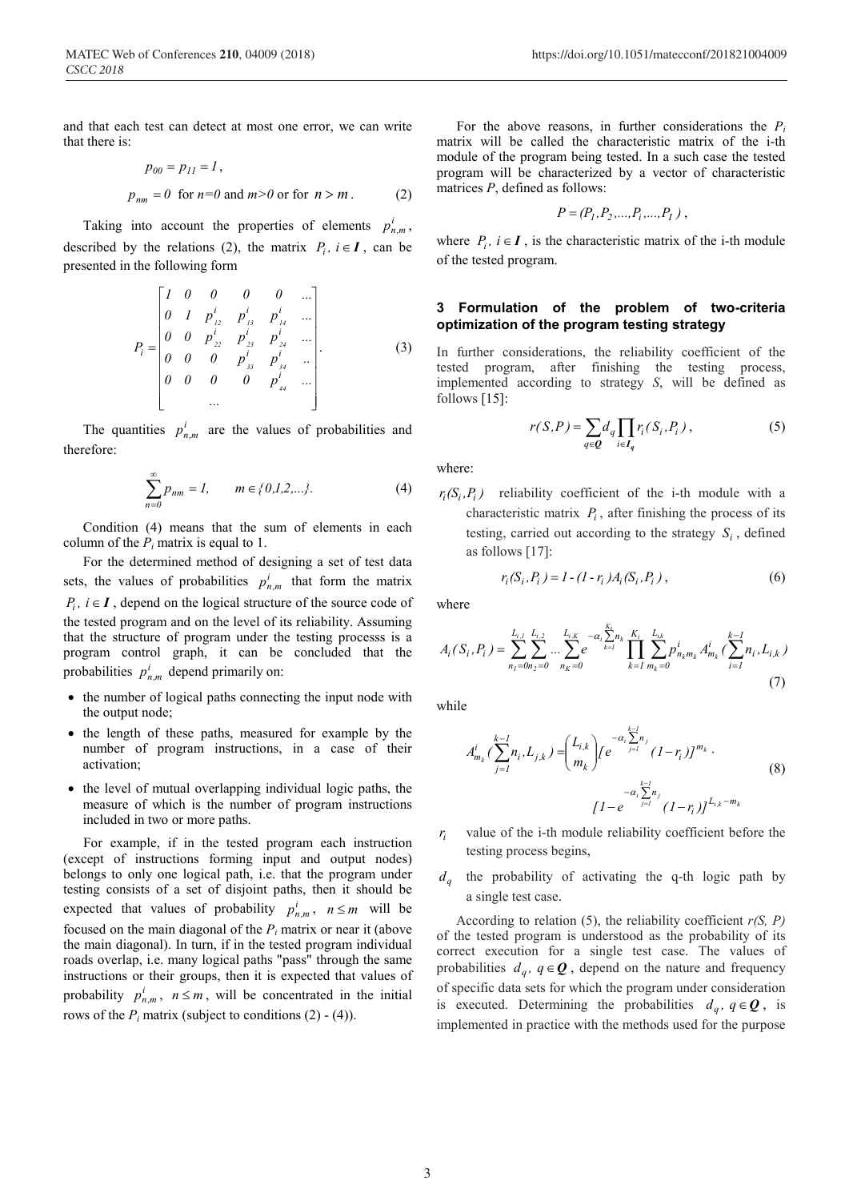and that each test can detect at most one error, we can write that there is:

$$p_{00} = p_{11} = 1,$$

$$p_{nm} = 0 \text{ for } n=0 \text{ and } m>0 \text{ or for } n > m. \tag{2}$$

Taking into account the properties of elements $p^i_{n,m}$, described by the relations (2), the matrix $P_i,\ i \in \boldsymbol{I}$, can be presented in the following form

$$P_i = \begin{bmatrix} 1 & 0 & 0 & 0 & 0 & \dots \\ 0 & 1 & p^i_{12} & p^i_{13} & p^i_{14} & \dots \\ 0 & 0 & p^i_{22} & p^i_{23} & p^i_{24} & \dots \\ 0 & 0 & 0 & p^i_{33} & p^i_{34} & .. \\ 0 & 0 & 0 & 0 & p^i_{44} & \dots \\ & & \dots & & & \end{bmatrix}. \tag{3}$$

The quantities $p^i_{n,m}$ are the values of probabilities and therefore:

$$\sum_{n=0}^{\infty} p_{nm} = 1, \qquad m \in \{0,1,2,\dots\}. \tag{4}$$

Condition (4) means that the sum of elements in each column of the $P_i$ matrix is equal to 1.

For the determined method of designing a set of test data sets, the values of probabilities $p^i_{n,m}$ that form the matrix $P_i,\ i \in \boldsymbol{I}$, depend on the logical structure of the source code of the tested program and on the level of its reliability. Assuming that the structure of program under the testing processs is a program control graph, it can be concluded that the probabilities $p^i_{n,m}$ depend primarily on:

- the number of logical paths connecting the input node with the output node;
- the length of these paths, measured for example by the number of program instructions, in a case of their activation;
- the level of mutual overlapping individual logic paths, the measure of which is the number of program instructions included in two or more paths.

For example, if in the tested program each instruction (except of instructions forming input and output nodes) belongs to only one logical path, i.e. that the program under testing consists of a set of disjoint paths, then it should be expected that values of probability $p^i_{n,m},\ n \le m$ will be focused on the main diagonal of the $P_i$ matrix or near it (above the main diagonal). In turn, if in the tested program individual roads overlap, i.e. many logical paths "pass" through the same instructions or their groups, then it is expected that values of probability $p^i_{n,m},\ n \le m$, will be concentrated in the initial rows of the $P_i$ matrix (subject to conditions (2) - (4)).

For the above reasons, in further considerations the $P_i$ matrix will be called the characteristic matrix of the i-th module of the program being tested. In a such case the tested program will be characterized by a vector of characteristic matrices $P$, defined as follows:

$$P = (P_1, P_2, \dots, P_i, \dots, P_I),$$

where $P_i,\ i \in \boldsymbol{I}$, is the characteristic matrix of the i-th module of the tested program.

## 3 Formulation of the problem of two-criteria optimization of the program testing strategy

In further considerations, the reliability coefficient of the tested program, after finishing the testing process, implemented according to strategy $S$, will be defined as follows [15]:

$$r(S,P) = \sum_{q \in \boldsymbol{Q}} d_q \prod_{i \in \boldsymbol{I_q}} r_i(S_i, P_i), \tag{5}$$

where:

$r_i(S_i,P_i)$ reliability coefficient of the i-th module with a characteristic matrix $P_i$, after finishing the process of its testing, carried out according to the strategy $S_i$, defined as follows [17]:

$$r_i(S_i,P_i) = 1 - (1 - r_i) A_i(S_i,P_i), \tag{6}$$

where

$$A_i(S_i,P_i) = \sum_{n_1=0}^{L_{i,1}} \sum_{n_2=0}^{L_{i,2}} \dots \sum_{n_K=0}^{L_{i,K}} e^{-\alpha_i \sum_{k=1}^{K_i} n_k} \prod_{k=1}^{K_i} \sum_{m_k=0}^{L_{i,k}} p^i_{n_k m_k} A^i_{m_k}\Big(\sum_{i=1}^{k-1} n_i, L_{i,k}\Big) \tag{7}$$

while

$$A^i_{m_k}\Big(\sum_{j=1}^{k-1} n_i, L_{j,k}\Big) = \binom{L_{i,k}}{m_k} \Big[e^{-\alpha_i \sum_{j=1}^{k-1} n_j}(1-r_i)\Big]^{m_k} \cdot \Big[1 - e^{-\alpha_i \sum_{j=1}^{k-1} n_j}(1-r_i)\Big]^{L_{i,k}-m_k} \tag{8}$$

$r_i$ value of the i-th module reliability coefficient before the testing process begins,

$d_q$ the probability of activating the q-th logic path by a single test case.

According to relation (5), the reliability coefficient $r(S, P)$ of the tested program is understood as the probability of its correct execution for a single test case. The values of probabilities $d_q,\ q \in \boldsymbol{Q}$, depend on the nature and frequency of specific data sets for which the program under consideration is executed. Determining the probabilities $d_q,\ q \in \boldsymbol{Q}$, is implemented in practice with the methods used for the purpose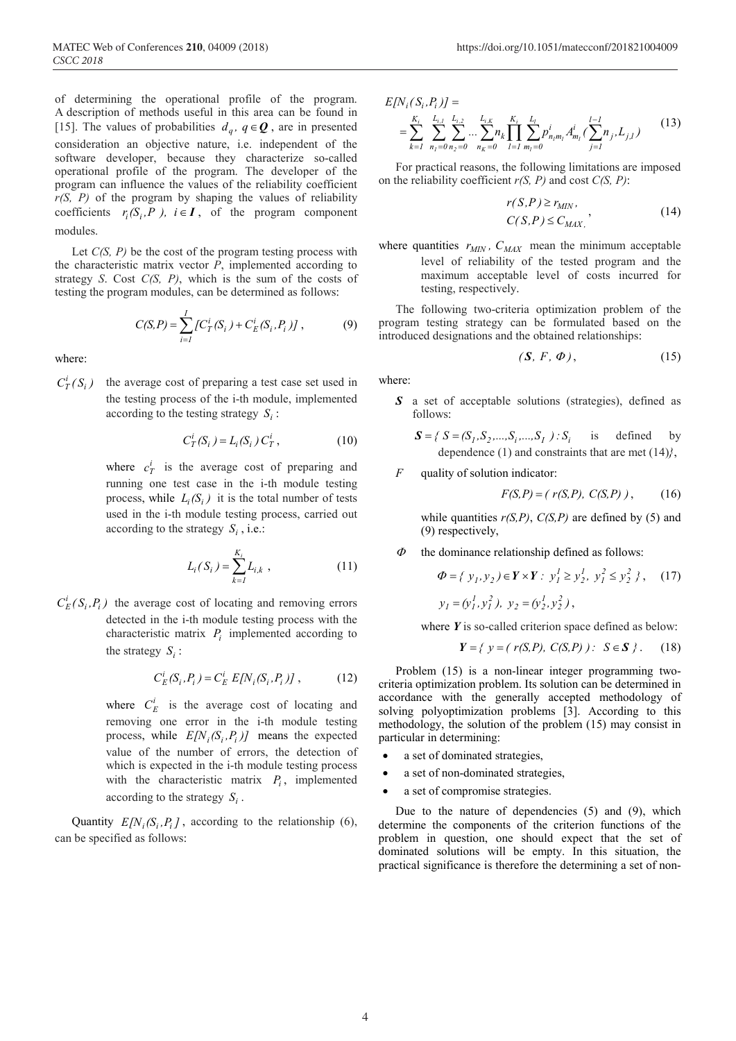of determining the operational profile of the program. A description of methods useful in this area can be found in [15]. The values of probabilities $d_q,\ q \in \boldsymbol{Q}$, are in presented consideration an objective nature, i.e. independent of the software developer, because they characterize so-called operational profile of the program. The developer of the program can influence the values of the reliability coefficient $r(S,\ P)$ of the program by shaping the values of reliability coefficients $r_i(S_i, P\ ),\ i \in \boldsymbol{I}$, of the program component modules.

Let $C(S,\ P)$ be the cost of the program testing process with the characteristic matrix vector $P$, implemented according to strategy $S$. Cost $C(S,\ P)$, which is the sum of the costs of testing the program modules, can be determined as follows:

$$C(S,P) = \sum_{i=1}^{I} [C_T^i(S_i) + C_E^i(S_i, P_i)]\ , \tag{9}$$

where:

$C_T^i(S_i)$ the average cost of preparing a test case set used in the testing process of the i-th module, implemented according to the testing strategy $S_i$:

$$C_T^i(S_i) = L_i(S_i)\, C_T^i\ , \tag{10}$$

where $c_T^i$ is the average cost of preparing and running one test case in the i-th module testing process, while $L_i(S_i)$ it is the total number of tests used in the i-th module testing process, carried out according to the strategy $S_i$, i.e.:

$$L_i(\ S_i\ ) = \sum_{k=1}^{K_i} L_{i,k}\ , \tag{11}$$

$C_E^i(S_i, P_i)$ the average cost of locating and removing errors detected in the i-th module testing process with the characteristic matrix $P_i$ implemented according to the strategy $S_i$:

$$C_E^i(S_i, P_i) = C_E^i\ E[N_i(S_i, P_i)]\ , \tag{12}$$

where $C_E^i$ is the average cost of locating and removing one error in the i-th module testing process, while $E[N_i(S_i, P_i)]$ means the expected value of the number of errors, the detection of which is expected in the i-th module testing process with the characteristic matrix $P_i$, implemented according to the strategy $S_i$.

Quantity $E[N_i(S_i, P_i\ ]$, according to the relationship (6), can be specified as follows:

$$E[N_i(\ S_i, P_i\ )] = \\ = \sum_{k=1}^{K_i} \sum_{n_1=0}^{L_{i,1}} \sum_{n_2=0}^{L_{i,2}} \dots \sum_{n_K=0}^{L_{i,K}} n_k \prod_{l=1}^{K_i} \sum_{m_l=0}^{L_l} p_{n_l m_l}^i A_{m_l}^i (\sum_{j=1}^{l-1} n_j, L_{j,l}) \tag{13}$$

For practical reasons, the following limitations are imposed on the reliability coefficient $r(S,\ P)$ and cost $C(S,\ P)$:

$$r(\ S,P\ ) \geq r_{MIN}\ , \\ C(\ S,P\ ) \leq C_{MAX}\ , \tag{14}$$

where quantities $r_{MIN}$, $C_{MAX}$ mean the minimum acceptable level of reliability of the tested program and the maximum acceptable level of costs incurred for testing, respectively.

The following two-criteria optimization problem of the program testing strategy can be formulated based on the introduced designations and the obtained relationships:

$$(\ \boldsymbol{S},\ F,\ \Phi\ )\ , \tag{15}$$

where:

$\boldsymbol{S}$ a set of acceptable solutions (strategies), defined as follows:

$\boldsymbol{S} = \{\ S = (S_1, S_2, \dots, S_i, \dots, S_I\ ) : S_i$ is defined by dependence (1) and constraints that are met (14)$\}$,

$F$ quality of solution indicator:

$$F(S,P) = (\ r(S,P),\ C(S,P)\ )\ , \tag{16}$$

while quantities $r(S,P)$, $C(S,P)$ are defined by (5) and (9) respectively,

$\Phi$ the dominance relationship defined as follows:

$$\Phi = \{\ y_1, y_2\ ) \in \boldsymbol{Y} \times \boldsymbol{Y} :\ y_1^1 \geq y_2^1,\ y_1^2 \leq y_2^2\ \}\ , \tag{17}$$

$$y_1 = (y_1^1, y_1^2\ ),\ y_2 = (y_2^1, y_2^2\ )\ ,$$

where $\boldsymbol{Y}$ is so-called criterion space defined as below:

$$\boldsymbol{Y} = \{\ y = (\ r(S,P),\ C(S,P)\ ) :\ S \in \boldsymbol{S}\ \}\ . \tag{18}$$

Problem (15) is a non-linear integer programming two-criteria optimization problem. Its solution can be determined in accordance with the generally accepted methodology of solving polyoptimization problems [3]. According to this methodology, the solution of the problem (15) may consist in particular in determining:

- a set of dominated strategies,
- a set of non-dominated strategies,
- a set of compromise strategies.

Due to the nature of dependencies (5) and (9), which determine the components of the criterion functions of the problem in question, one should expect that the set of dominated solutions will be empty. In this situation, the practical significance is therefore the determining a set of non-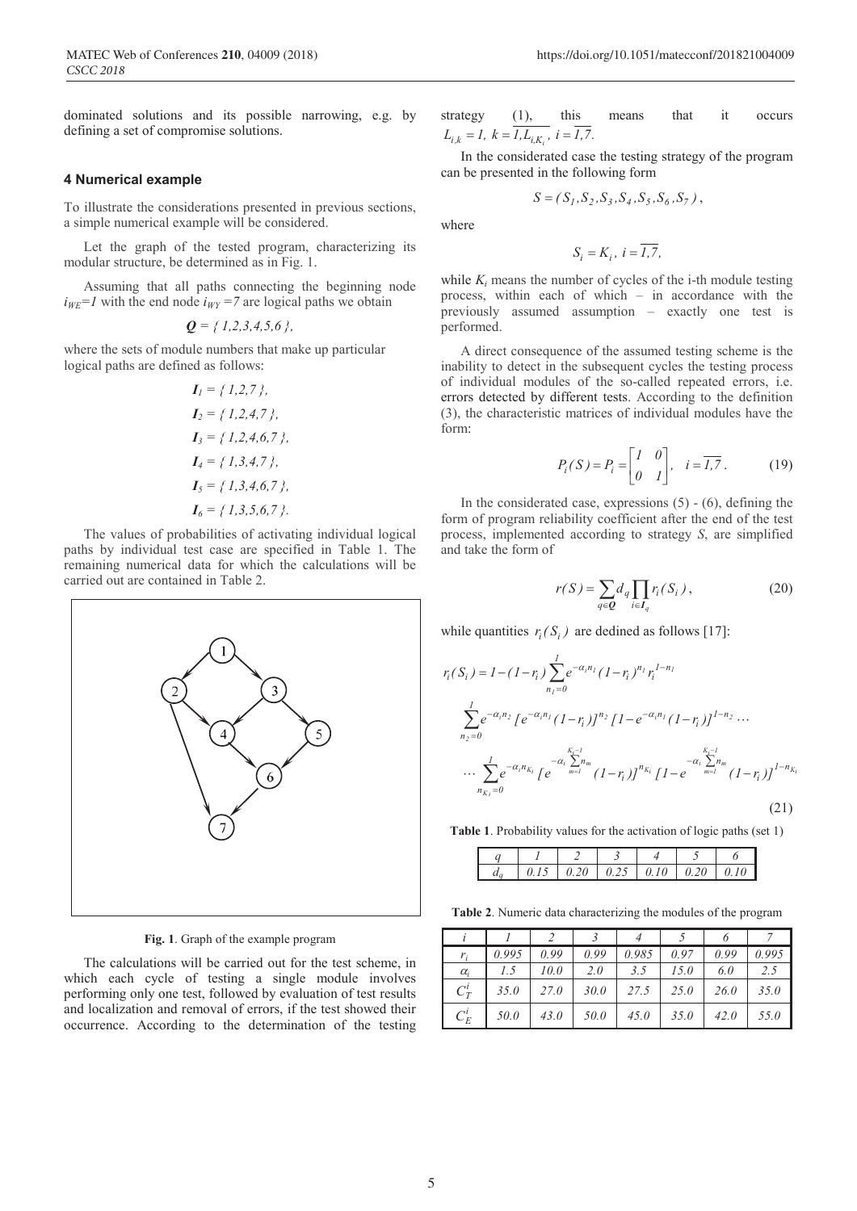dominated solutions and its possible narrowing, e.g. by defining a set of compromise solutions.

## 4 Numerical example

To illustrate the considerations presented in previous sections, a simple numerical example will be considered.

Let the graph of the tested program, characterizing its modular structure, be determined as in Fig. 1.

Assuming that all paths connecting the beginning node $i_{WE}=1$ with the end node $i_{WY}=7$ are logical paths we obtain

$$\boldsymbol{Q} = \{ 1,2,3,4,5,6 \},$$

where the sets of module numbers that make up particular logical paths are defined as follows:

$$\boldsymbol{I}_1 = \{ 1,2,7 \},$$

$$\boldsymbol{I}_2 = \{ 1,2,4,7 \},$$

$$\boldsymbol{I}_3 = \{ 1,2,4,6,7 \},$$

$$\boldsymbol{I}_4 = \{ 1,3,4,7 \},$$

$$\boldsymbol{I}_5 = \{ 1,3,4,6,7 \},$$

$$\boldsymbol{I}_6 = \{ 1,3,5,6,7 \}.$$

The values of probabilities of activating individual logical paths by individual test case are specified in Table 1. The remaining numerical data for which the calculations will be carried out are contained in Table 2.

**Fig. 1**. Graph of the example program

The calculations will be carried out for the test scheme, in which each cycle of testing a single module involves performing only one test, followed by evaluation of test results and localization and removal of errors, if the test showed their occurrence. According to the determination of the testing strategy (1), this means that it occurs $L_{i,k}=1,\ k=\overline{1,L_{i,K_i}},\ i=\overline{1,7}.$

In the considerated case the testing strategy of the program can be presented in the following form

$$S=(S_1,S_2,S_3,S_4,S_5,S_6,S_7),$$

where

$$S_i = K_i,\ i=\overline{1,7},$$

while $K_i$ means the number of cycles of the i-th module testing process, within each of which – in accordance with the previously assumed assumption – exactly one test is performed.

A direct consequence of the assumed testing scheme is the inability to detect in the subsequent cycles the testing process of individual modules of the so-called repeated errors, i.e. errors detected by different tests. According to the definition (3), the characteristic matrices of individual modules have the form:

$$P_i(S)=P_i=\begin{bmatrix} 1 & 0 \\ 0 & 1 \end{bmatrix},\quad i=\overline{1,7}. \tag{19}$$

In the considerated case, expressions (5) - (6), defining the form of program reliability coefficient after the end of the test process, implemented according to strategy $S$, are simplified and take the form of

$$r(S)=\sum_{q\in\boldsymbol{Q}} d_q \prod_{i\in\boldsymbol{I}_q} r_i(S_i), \tag{20}$$

while quantities $r_i(S_i)$ are dedined as follows [17]:

$$\begin{aligned} r_i(S_i) = {} & 1-(1-r_i)\sum_{n_1=0}^{1} e^{-\alpha_i n_1}(1-r_i)^{n_1} r_i^{1-n_1} \\ & \sum_{n_2=0}^{1} e^{-\alpha_i n_2}\left[e^{-\alpha_i n_1}(1-r_i)\right]^{n_2}\left[1-e^{-\alpha_i n_1}(1-r_i)\right]^{1-n_2}\cdots \\ & \cdots \sum_{n_{K_i}=0}^{1} e^{-\alpha_i n_{K_i}}\left[e^{-\alpha_i \sum_{m=1}^{K_i-1} n_m}(1-r_i)\right]^{n_{K_i}}\left[1-e^{-\alpha_i \sum_{m=1}^{K_i-1} n_m}(1-r_i)\right]^{1-n_{K_i}} \end{aligned} \tag{21}$$

**Table 1**. Probability values for the activation of logic paths (set 1)

| $q$ | 1 | 2 | 3 | 4 | 5 | 6 |
|---|---|---|---|---|---|---|
| $d_q$ | 0.15 | 0.20 | 0.25 | 0.10 | 0.20 | 0.10 |

**Table 2**. Numeric data characterizing the modules of the program

| $i$ | 1 | 2 | 3 | 4 | 5 | 6 | 7 |
|---|---|---|---|---|---|---|---|
| $r_i$ | 0.995 | 0.99 | 0.99 | 0.985 | 0.97 | 0.99 | 0.995 |
| $\alpha_i$ | 1.5 | 10.0 | 2.0 | 3.5 | 15.0 | 6.0 | 2.5 |
| $C_T^i$ | 35.0 | 27.0 | 30.0 | 27.5 | 25.0 | 26.0 | 35.0 |
| $C_E^i$ | 50.0 | 43.0 | 50.0 | 45.0 | 35.0 | 42.0 | 55.0 |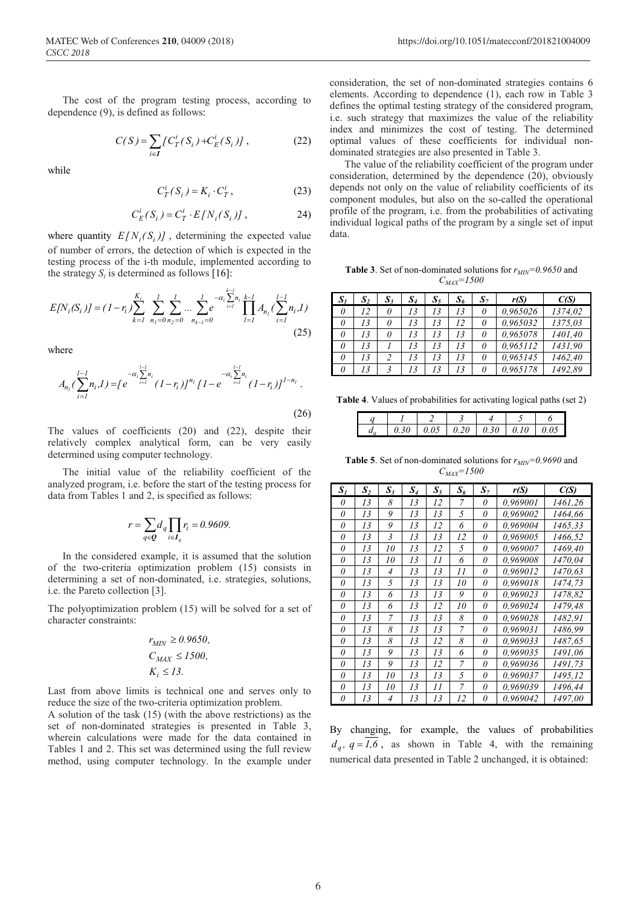The cost of the program testing process, according to dependence (9), is defined as follows:

$$C(S) = \sum_{i \in \boldsymbol{I}} [C_T^i(S_i) + C_E^i(S_i)] , \tag{22}$$

while

$$C_T^i(S_i) = K_i \cdot C_T^i , \tag{23}$$

$$C_E^i(S_i) = C_T^i \cdot E[N_i(S_i)] , \tag{24}$$

where quantity $E[N_i(S_i)]$ , determining the expected value of number of errors, the detection of which is expected in the testing process of the i-th module, implemented according to the strategy $S_i$ is determined as follows [16]:

$$E[N_i(S_i)] = (1-r_i)\sum_{k=1}^{K_i} \sum_{n_1=0}^{1} \sum_{n_2=0}^{1} ... \sum_{n_{k-1}=0}^{1} e^{-\alpha_i \sum_{i=1}^{k-1} n_i} \prod_{l=1}^{k-1} A_{n_l}(\sum_{i=1}^{l-1} n_i, l) \tag{25}$$

where

$$A_{n_l}(\sum_{i=1}^{l-1} n_i, l) = [e^{-\alpha_i \sum_{i=1}^{l-1} n_i}(1-r_i)]^{n_l}[1-e^{-\alpha_i \sum_{i=1}^{l-1} n_i}(1-r_i)]^{1-n_l} . \tag{26}$$

The values of coefficients (20) and (22), despite their relatively complex analytical form, can be very easily determined using computer technology.

The initial value of the reliability coefficient of the analyzed program, i.e. before the start of the testing process for data from Tables 1 and 2, is specified as follows:

$$r = \sum_{q \in \boldsymbol{Q}} d_q \prod_{i \in \boldsymbol{I}_q} r_i = 0.9609.$$

In the considered example, it is assumed that the solution of the two-criteria optimization problem (15) consists in determining a set of non-dominated, i.e. strategies, solutions, i.e. the Pareto collection [3].

The polyoptimization problem (15) will be solved for a set of character constraints:

$$r_{MIN} \geq 0.9650,$$
$$C_{MAX} \leq 1500,$$
$$K_i \leq 13.$$

Last from above limits is technical one and serves only to reduce the size of the two-criteria optimization problem.

A solution of the task (15) (with the above restrictions) as the set of non-dominated strategies is presented in Table 3, wherein calculations were made for the data contained in Tables 1 and 2. This set was determined using the full review method, using computer technology. In the example under consideration, the set of non-dominated strategies contains 6 elements. According to dependence (1), each row in Table 3 defines the optimal testing strategy of the considered program, i.e. such strategy that maximizes the value of the reliability index and minimizes the cost of testing. The determined optimal values of these coefficients for individual non-dominated strategies are also presented in Table 3.

The value of the reliability coefficient of the program under consideration, determined by the dependence (20), obviously depends not only on the value of reliability coefficients of its component modules, but also on the so-called the operational profile of the program, i.e. from the probabilities of activating individual logical paths of the program by a single set of input data.

**Table 3**. Set of non-dominated solutions for $r_{MIN}=0.9650$ and $C_{MAX}=1500$

| $S_1$ | $S_2$ | $S_3$ | $S_4$ | $S_5$ | $S_6$ | $S_7$ | $r(S)$ | $C(S)$ |
|---|---|---|---|---|---|---|---|---|
| 0 | 12 | 0 | 13 | 13 | 13 | 0 | 0,965026 | 1374,02 |
| 0 | 13 | 0 | 13 | 13 | 12 | 0 | 0,965032 | 1375,03 |
| 0 | 13 | 0 | 13 | 13 | 13 | 0 | 0,965078 | 1401,40 |
| 0 | 13 | 1 | 13 | 13 | 13 | 0 | 0,965112 | 1431,90 |
| 0 | 13 | 2 | 13 | 13 | 13 | 0 | 0,965145 | 1462,40 |
| 0 | 13 | 3 | 13 | 13 | 13 | 0 | 0,965178 | 1492,89 |

**Table 4**. Values of probabilities for activating logical paths (set 2)

| $q$ | 1 | 2 | 3 | 4 | 5 | 6 |
|---|---|---|---|---|---|---|
| $d_q$ | 0.30 | 0.05 | 0.20 | 0.30 | 0.10 | 0.05 |

**Table 5**. Set of non-dominated solutions for $r_{MIN}=0.9690$ and $C_{MAX}=1500$

| $S_1$ | $S_2$ | $S_3$ | $S_4$ | $S_5$ | $S_6$ | $S_7$ | $r(S)$ | $C(S)$ |
|---|---|---|---|---|---|---|---|---|
| 0 | 13 | 8 | 13 | 12 | 7 | 0 | 0,969001 | 1461,26 |
| 0 | 13 | 9 | 13 | 13 | 5 | 0 | 0,969002 | 1464,66 |
| 0 | 13 | 9 | 13 | 12 | 6 | 0 | 0,969004 | 1465,33 |
| 0 | 13 | 3 | 13 | 13 | 12 | 0 | 0,969005 | 1466,52 |
| 0 | 13 | 10 | 13 | 12 | 5 | 0 | 0,969007 | 1469,40 |
| 0 | 13 | 10 | 13 | 11 | 6 | 0 | 0,969008 | 1470,04 |
| 0 | 13 | 4 | 13 | 13 | 11 | 0 | 0,969012 | 1470,63 |
| 0 | 13 | 5 | 13 | 13 | 10 | 0 | 0,969018 | 1474,73 |
| 0 | 13 | 6 | 13 | 13 | 9 | 0 | 0,969023 | 1478,82 |
| 0 | 13 | 6 | 13 | 12 | 10 | 0 | 0,969024 | 1479,48 |
| 0 | 13 | 7 | 13 | 13 | 8 | 0 | 0,969028 | 1482,91 |
| 0 | 13 | 8 | 13 | 13 | 7 | 0 | 0,969031 | 1486,99 |
| 0 | 13 | 8 | 13 | 12 | 8 | 0 | 0,969033 | 1487,65 |
| 0 | 13 | 9 | 13 | 13 | 6 | 0 | 0,969035 | 1491,06 |
| 0 | 13 | 9 | 13 | 12 | 7 | 0 | 0,969036 | 1491,73 |
| 0 | 13 | 10 | 13 | 13 | 5 | 0 | 0,969037 | 1495,12 |
| 0 | 13 | 10 | 13 | 11 | 7 | 0 | 0,969039 | 1496,44 |
| 0 | 13 | 4 | 13 | 13 | 12 | 0 | 0,969042 | 1497,00 |

By changing, for example, the values of probabilities $d_q,\ q=\overline{1,6}$ , as shown in Table 4, with the remaining numerical data presented in Table 2 unchanged, it is obtained: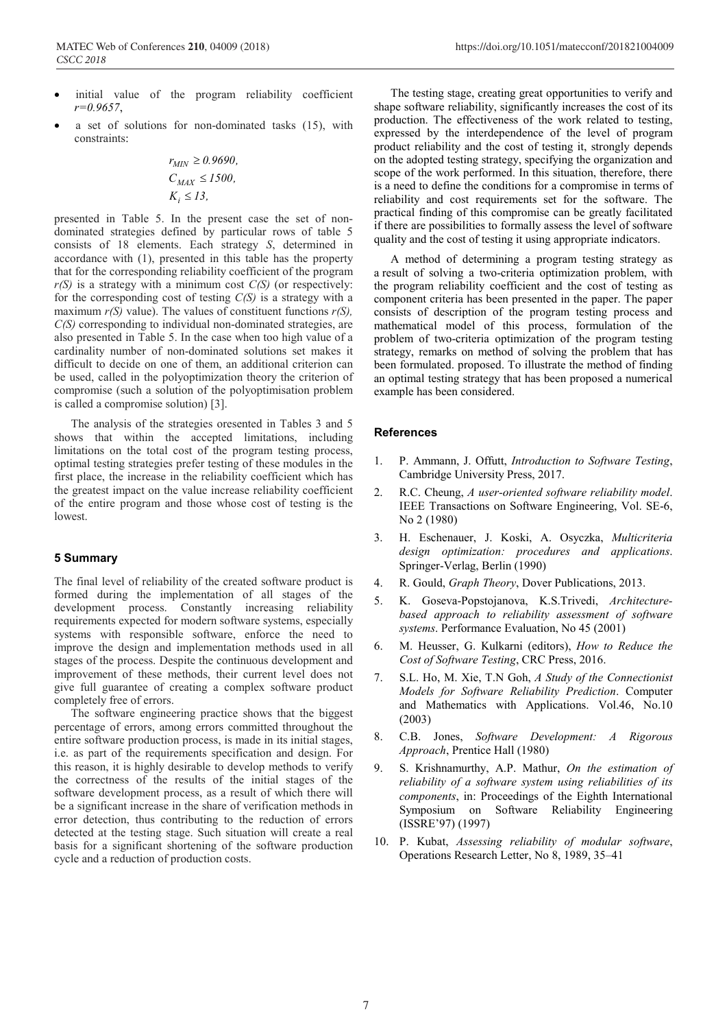- initial value of the program reliability coefficient $r=0.9657$,
- a set of solutions for non-dominated tasks (15), with constraints:

$$r_{MIN} \geq 0.9690,$$
$$C_{MAX} \leq 1500,$$
$$K_i \leq 13,$$

presented in Table 5. In the present case the set of non-dominated strategies defined by particular rows of table 5 consists of 18 elements. Each strategy $S$, determined in accordance with (1), presented in this table has the property that for the corresponding reliability coefficient of the program $r(S)$ is a strategy with a minimum cost $C(S)$ (or respectively: for the corresponding cost of testing $C(S)$ is a strategy with a maximum $r(S)$ value). The values of constituent functions $r(S)$, $C(S)$ corresponding to individual non-dominated strategies, are also presented in Table 5. In the case when too high value of a cardinality number of non-dominated solutions set makes it difficult to decide on one of them, an additional criterion can be used, called in the polyoptimization theory the criterion of compromise (such a solution of the polyoptimisation problem is called a compromise solution) [3].

The analysis of the strategies oresented in Tables 3 and 5 shows that within the accepted limitations, including limitations on the total cost of the program testing process, optimal testing strategies prefer testing of these modules in the first place, the increase in the reliability coefficient which has the greatest impact on the value increase reliability coefficient of the entire program and those whose cost of testing is the lowest.

## 5 Summary

The final level of reliability of the created software product is formed during the implementation of all stages of the development process. Constantly increasing reliability requirements expected for modern software systems, especially systems with responsible software, enforce the need to improve the design and implementation methods used in all stages of the process. Despite the continuous development and improvement of these methods, their current level does not give full guarantee of creating a complex software product completely free of errors.

The software engineering practice shows that the biggest percentage of errors, among errors committed throughout the entire software production process, is made in its initial stages, i.e. as part of the requirements specification and design. For this reason, it is highly desirable to develop methods to verify the correctness of the results of the initial stages of the software development process, as a result of which there will be a significant increase in the share of verification methods in error detection, thus contributing to the reduction of errors detected at the testing stage. Such situation will create a real basis for a significant shortening of the software production cycle and a reduction of production costs.

The testing stage, creating great opportunities to verify and shape software reliability, significantly increases the cost of its production. The effectiveness of the work related to testing, expressed by the interdependence of the level of program product reliability and the cost of testing it, strongly depends on the adopted testing strategy, specifying the organization and scope of the work performed. In this situation, therefore, there is a need to define the conditions for a compromise in terms of reliability and cost requirements set for the software. The practical finding of this compromise can be greatly facilitated if there are possibilities to formally assess the level of software quality and the cost of testing it using appropriate indicators.

A method of determining a program testing strategy as a result of solving a two-criteria optimization problem, with the program reliability coefficient and the cost of testing as component criteria has been presented in the paper. The paper consists of description of the program testing process and mathematical model of this process, formulation of the problem of two-criteria optimization of the program testing strategy, remarks on method of solving the problem that has been formulated. proposed. To illustrate the method of finding an optimal testing strategy that has been proposed a numerical example has been considered.

## References

1. P. Ammann, J. Offutt, *Introduction to Software Testing*, Cambridge University Press, 2017.
2. R.C. Cheung, *A user-oriented software reliability model*. IEEE Transactions on Software Engineering, Vol. SE-6, No 2 (1980)
3. H. Eschenauer, J. Koski, A. Osyczka, *Multicriteria design optimization: procedures and applications*. Springer-Verlag, Berlin (1990)
4. R. Gould, *Graph Theory*, Dover Publications, 2013.
5. K. Goseva-Popstojanova, K.S.Trivedi, *Architecture-based approach to reliability assessment of software systems*. Performance Evaluation, No 45 (2001)
6. M. Heusser, G. Kulkarni (editors), *How to Reduce the Cost of Software Testing*, CRC Press, 2016.
7. S.L. Ho, M. Xie, T.N Goh, *A Study of the Connectionist Models for Software Reliability Prediction*. Computer and Mathematics with Applications. Vol.46, No.10 (2003)
8. C.B. Jones, *Software Development: A Rigorous Approach*, Prentice Hall (1980)
9. S. Krishnamurthy, A.P. Mathur, *On the estimation of reliability of a software system using reliabilities of its components*, in: Proceedings of the Eighth International Symposium on Software Reliability Engineering (ISSRE'97) (1997)
10. P. Kubat, *Assessing reliability of modular software*, Operations Research Letter, No 8, 1989, 35–41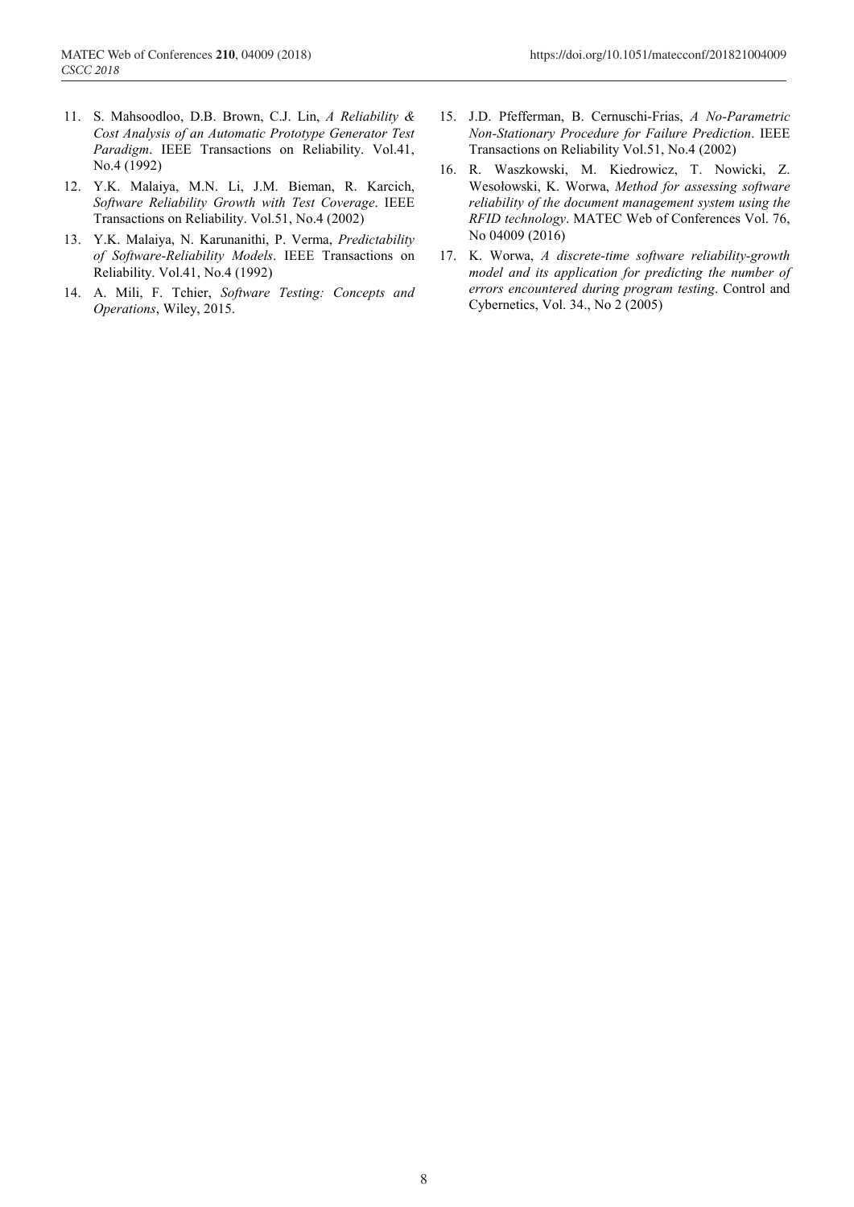11. S. Mahsoodloo, D.B. Brown, C.J. Lin, *A Reliability & Cost Analysis of an Automatic Prototype Generator Test Paradigm*. IEEE Transactions on Reliability. Vol.41, No.4 (1992)
12. Y.K. Malaiya, M.N. Li, J.M. Bieman, R. Karcich, *Software Reliability Growth with Test Coverage*. IEEE Transactions on Reliability. Vol.51, No.4 (2002)
13. Y.K. Malaiya, N. Karunanithi, P. Verma, *Predictability of Software-Reliability Models*. IEEE Transactions on Reliability. Vol.41, No.4 (1992)
14. A. Mili, F. Tchier, *Software Testing: Concepts and Operations*, Wiley, 2015.
15. J.D. Pfefferman, B. Cernuschi-Frias, *A No-Parametric Non-Stationary Procedure for Failure Prediction*. IEEE Transactions on Reliability Vol.51, No.4 (2002)
16. R. Waszkowski, M. Kiedrowicz, T. Nowicki, Z. Wesołowski, K. Worwa, *Method for assessing software reliability of the document management system using the RFID technology*. MATEC Web of Conferences Vol. 76, No 04009 (2016)
17. K. Worwa, *A discrete-time software reliability-growth model and its application for predicting the number of errors encountered during program testing*. Control and Cybernetics, Vol. 34., No 2 (2005)